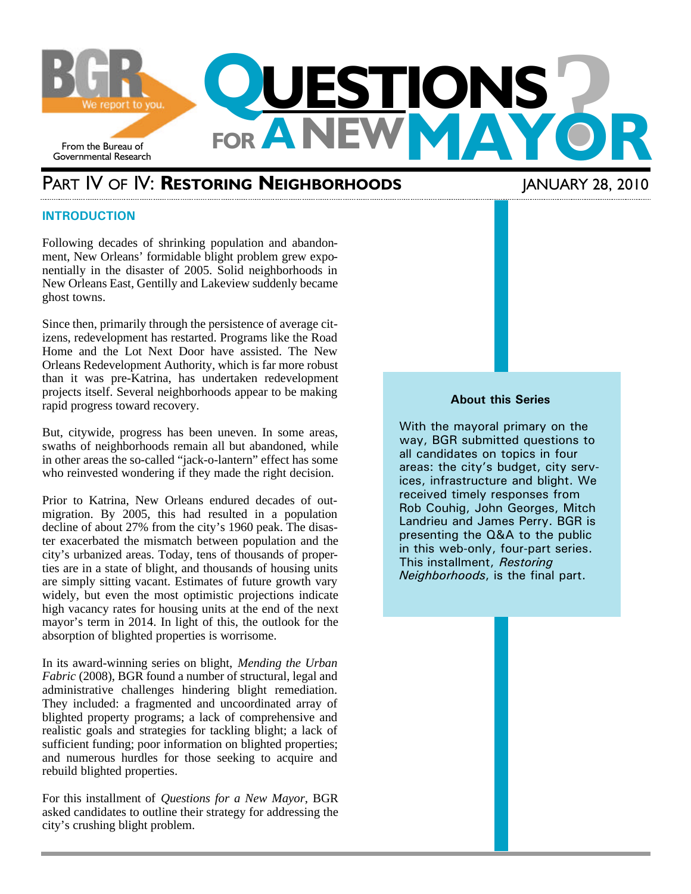BGR — We report to you.

From the Bureau of Governmental Research

# QUESTIONS FOR A NEW MAYOR?

## PART IV OF IV: RESTORING NEIGHBORHOODS

JANUARY 28, 2010

### INTRODUCTION

Following decades of shrinking population and abandonment, New Orleans' formidable blight problem grew exponentially in the disaster of 2005. Solid neighborhoods in New Orleans East, Gentilly and Lakeview suddenly became ghost towns.

Since then, primarily through the persistence of average citizens, redevelopment has restarted. Programs like the Road Home and the Lot Next Door have assisted. The New Orleans Redevelopment Authority, which is far more robust than it was pre-Katrina, has undertaken redevelopment projects itself. Several neighborhoods appear to be making rapid progress toward recovery.

But, citywide, progress has been uneven. In some areas, swaths of neighborhoods remain all but abandoned, while in other areas the so-called "jack-o-lantern" effect has some who reinvested wondering if they made the right decision.

Prior to Katrina, New Orleans endured decades of out-migration. By 2005, this had resulted in a population decline of about 27% from the city's 1960 peak. The disaster exacerbated the mismatch between population and the city's urbanized areas. Today, tens of thousands of properties are in a state of blight, and thousands of housing units are simply sitting vacant. Estimates of future growth vary widely, but even the most optimistic projections indicate high vacancy rates for housing units at the end of the next mayor's term in 2014. In light of this, the outlook for the absorption of blighted properties is worrisome.

In its award-winning series on blight, *Mending the Urban Fabric* (2008), BGR found a number of structural, legal and administrative challenges hindering blight remediation. They included: a fragmented and uncoordinated array of blighted property programs; a lack of comprehensive and realistic goals and strategies for tackling blight; a lack of sufficient funding; poor information on blighted properties; and numerous hurdles for those seeking to acquire and rebuild blighted properties.

For this installment of *Questions for a New Mayor*, BGR asked candidates to outline their strategy for addressing the city's crushing blight problem.

**About this Series**

With the mayoral primary on the way, BGR submitted questions to all candidates on topics in four areas: the city's budget, city services, infrastructure and blight. We received timely responses from Rob Couhig, John Georges, Mitch Landrieu and James Perry. BGR is presenting the Q&A to the public in this web-only, four-part series. This installment, *Restoring Neighborhoods*, is the final part.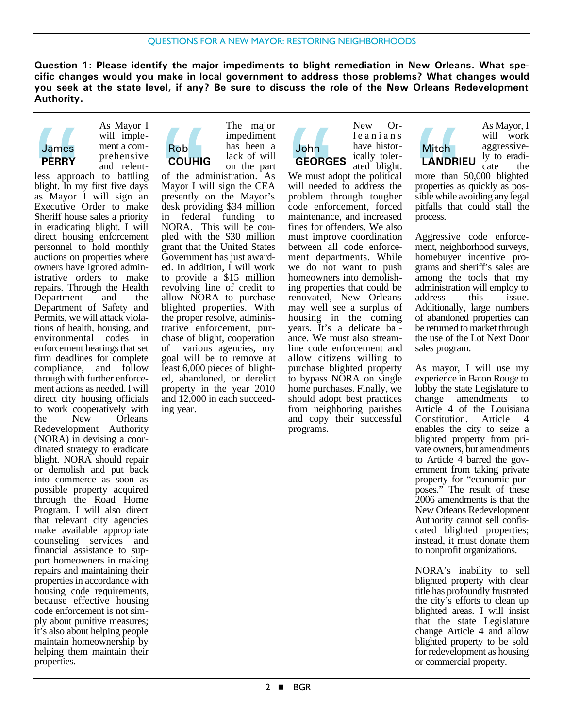## QUESTIONS FOR A NEW MAYOR: RESTORING NEIGHBORHOODS

**Question 1: Please identify the major impediments to blight remediation in New Orleans. What specific changes would you make in local government to address those problems? What changes would you seek at the state level, if any? Be sure to discuss the role of the New Orleans Redevelopment Authority.**

### James PERRY

As Mayor I will implement a comprehensive and relentless approach to battling blight. In my first five days as Mayor I will sign an Executive Order to make Sheriff house sales a priority in eradicating blight. I will direct housing enforcement personnel to hold monthly auctions on properties where owners have ignored administrative orders to make repairs. Through the Health Department and the Department of Safety and Permits, we will attack violations of health, housing, and environmental codes in enforcement hearings that set firm deadlines for complete compliance, and follow through with further enforcement actions as needed. I will direct city housing officials to work cooperatively with the New Orleans Redevelopment Authority (NORA) in devising a coordinated strategy to eradicate blight. NORA should repair or demolish and put back into commerce as soon as possible property acquired through the Road Home Program. I will also direct that relevant city agencies make available appropriate counseling services and financial assistance to support homeowners in making repairs and maintaining their properties in accordance with housing code requirements, because effective housing code enforcement is not simply about punitive measures; it's also about helping people maintain homeownership by helping them maintain their properties.

### Rob COUHIG

The major impediment has been a lack of will on the part of the administration. As Mayor I will sign the CEA presently on the Mayor's desk providing $34 million in federal funding to NORA. This will be coupled with the $30 million grant that the United States Government has just awarded. In addition, I will work to provide a $15 million revolving line of credit to allow NORA to purchase blighted properties. With the proper resolve, administrative enforcement, purchase of blight, cooperation of various agencies, my goal will be to remove at least 6,000 pieces of blighted, abandoned, or derelict property in the year 2010 and 12,000 in each succeeding year.

### John GEORGES

New Orleanians have historically tolerated blight. We must adopt the political will needed to address the problem through tougher code enforcement, forced maintenance, and increased fines for offenders. We also must improve coordination between all code enforcement departments. While we do not want to push homeowners into demolishing properties that could be renovated, New Orleans may well see a surplus of housing in the coming years. It's a delicate balance. We must also streamline code enforcement and allow citizens willing to purchase blighted property to bypass NORA on single home purchases. Finally, we should adopt best practices from neighboring parishes and copy their successful programs.

### Mitch LANDRIEU

As Mayor, I will work aggressively to eradicate the more than 50,000 blighted properties as quickly as possible while avoiding any legal pitfalls that could stall the process.

Aggressive code enforcement, neighborhood surveys, homebuyer incentive programs and sheriff's sales are among the tools that my administration will employ to address this issue. Additionally, large numbers of abandoned properties can be returned to market through the use of the Lot Next Door sales program.

As mayor, I will use my experience in Baton Rouge to lobby the state Legislature to change amendments to Article 4 of the Louisiana Constitution. Article 4 enables the city to seize a blighted property from private owners, but amendments to Article 4 barred the government from taking private property for "economic purposes." The result of these 2006 amendments is that the New Orleans Redevelopment Authority cannot sell confiscated blighted properties; instead, it must donate them to nonprofit organizations.

NORA's inability to sell blighted property with clear title has profoundly frustrated the city's efforts to clean up blighted areas. I will insist that the state Legislature change Article 4 and allow blighted property to be sold for redevelopment as housing or commercial property.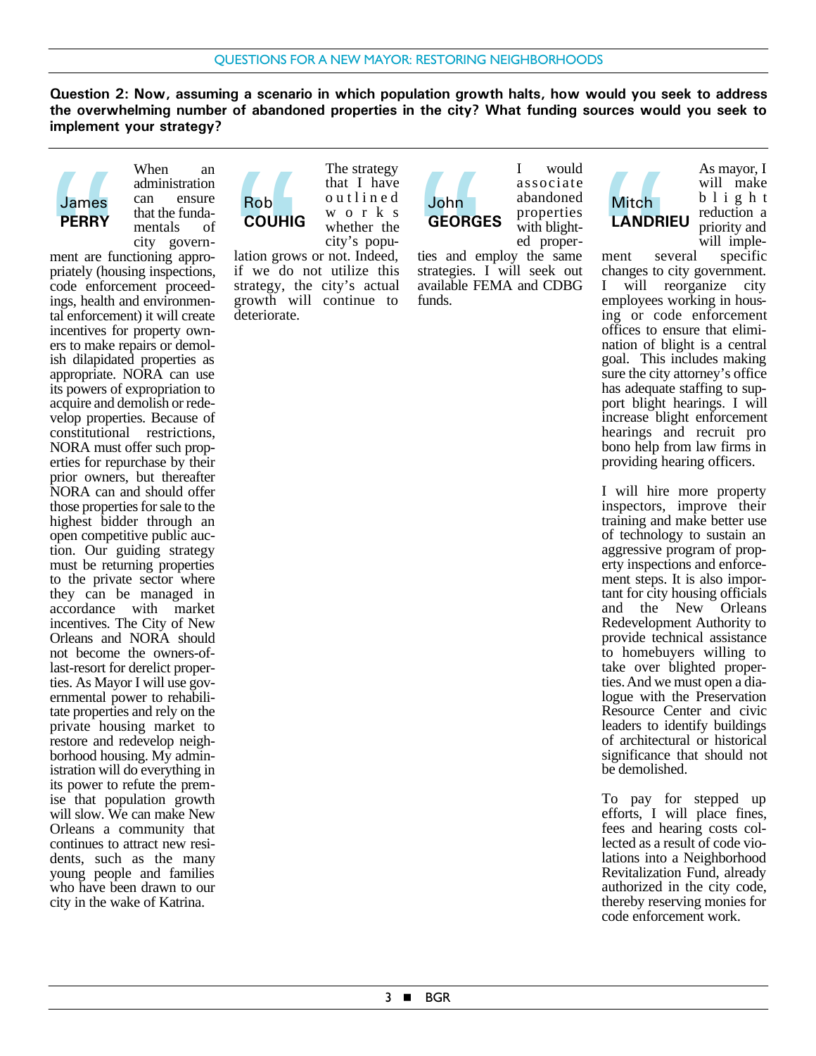## QUESTIONS FOR A NEW MAYOR: RESTORING NEIGHBORHOODS

**Question 2: Now, assuming a scenario in which population growth halts, how would you seek to address the overwhelming number of abandoned properties in the city? What funding sources would you seek to implement your strategy?**

**James PERRY**

When an administration can ensure that the fundamentals of city government are functioning appropriately (housing inspections, code enforcement proceedings, health and environmental enforcement) it will create incentives for property owners to make repairs or demolish dilapidated properties as appropriate. NORA can use its powers of expropriation to acquire and demolish or redevelop properties. Because of constitutional restrictions, NORA must offer such properties for repurchase by their prior owners, but thereafter NORA can and should offer those properties for sale to the highest bidder through an open competitive public auction. Our guiding strategy must be returning properties to the private sector where they can be managed in accordance with market incentives. The City of New Orleans and NORA should not become the owners-of-last-resort for derelict properties. As Mayor I will use governmental power to rehabilitate properties and rely on the private housing market to restore and redevelop neighborhood housing. My administration will do everything in its power to refute the premise that population growth will slow. We can make New Orleans a community that continues to attract new residents, such as the many young people and families who have been drawn to our city in the wake of Katrina.

**Rob COUHIG**

The strategy that I have outlined works whether the city's population grows or not. Indeed, if we do not utilize this strategy, the city's actual growth will continue to deteriorate.

**John GEORGES**

I would associate abandoned properties with blighted properties and employ the same strategies. I will seek out available FEMA and CDBG funds.

**Mitch LANDRIEU**

As mayor, I will make blight reduction a priority and will implement several specific changes to city government. I will reorganize city employees working in housing or code enforcement offices to ensure that elimination of blight is a central goal. This includes making sure the city attorney's office has adequate staffing to support blight hearings. I will increase blight enforcement hearings and recruit pro bono help from law firms in providing hearing officers.

I will hire more property inspectors, improve their training and make better use of technology to sustain an aggressive program of property inspections and enforcement steps. It is also important for city housing officials and the New Orleans Redevelopment Authority to provide technical assistance to homebuyers willing to take over blighted properties. And we must open a dialogue with the Preservation Resource Center and civic leaders to identify buildings of architectural or historical significance that should not be demolished.

To pay for stepped up efforts, I will place fines, fees and hearing costs collected as a result of code violations into a Neighborhood Revitalization Fund, already authorized in the city code, thereby reserving monies for code enforcement work.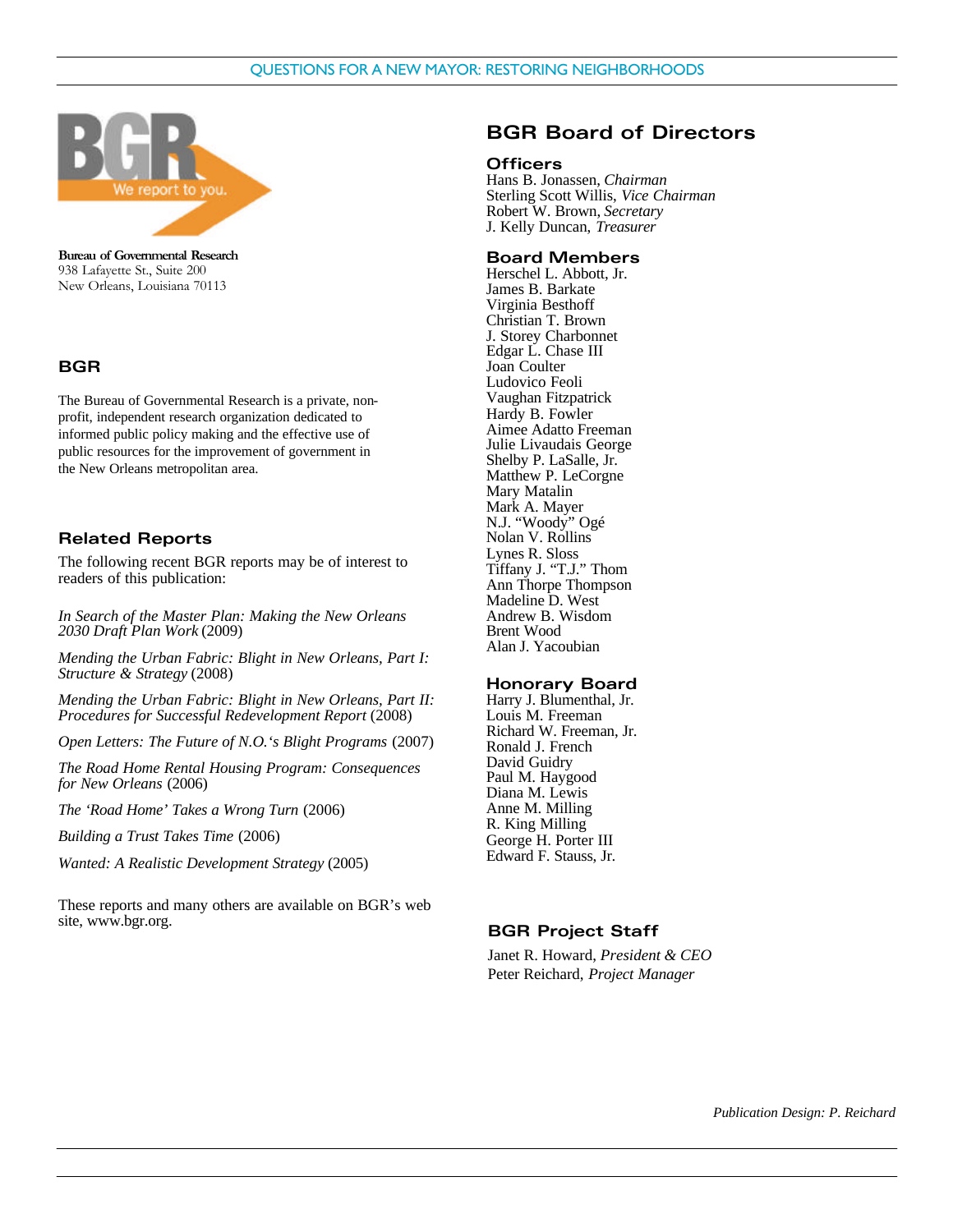Bureau of Governmental Research
938 Lafayette St., Suite 200
New Orleans, Louisiana 70113

## BGR

The Bureau of Governmental Research is a private, non-profit, independent research organization dedicated to informed public policy making and the effective use of public resources for the improvement of government in the New Orleans metropolitan area.

## Related Reports

The following recent BGR reports may be of interest to readers of this publication:

*In Search of the Master Plan: Making the New Orleans 2030 Draft Plan Work* (2009)

*Mending the Urban Fabric: Blight in New Orleans, Part I: Structure & Strategy* (2008)

*Mending the Urban Fabric: Blight in New Orleans, Part II: Procedures for Successful Redevelopment Report* (2008)

*Open Letters: The Future of N.O.'s Blight Programs* (2007)

*The Road Home Rental Housing Program: Consequences for New Orleans* (2006)

*The 'Road Home' Takes a Wrong Turn* (2006)

*Building a Trust Takes Time* (2006)

*Wanted: A Realistic Development Strategy* (2005)

These reports and many others are available on BGR's web site, www.bgr.org.

## BGR Board of Directors

### Officers

Hans B. Jonassen, *Chairman*
Sterling Scott Willis, *Vice Chairman*
Robert W. Brown, *Secretary*
J. Kelly Duncan, *Treasurer*

### Board Members

Herschel L. Abbott, Jr.
James B. Barkate
Virginia Besthoff
Christian T. Brown
J. Storey Charbonnet
Edgar L. Chase III
Joan Coulter
Ludovico Feoli
Vaughan Fitzpatrick
Hardy B. Fowler
Aimee Adatto Freeman
Julie Livaudais George
Shelby P. LaSalle, Jr.
Matthew P. LeCorgne
Mary Matalin
Mark A. Mayer
N.J. "Woody" Ogé
Nolan V. Rollins
Lynes R. Sloss
Tiffany J. "T.J." Thom
Ann Thorpe Thompson
Madeline D. West
Andrew B. Wisdom
Brent Wood
Alan J. Yacoubian

### Honorary Board

Harry J. Blumenthal, Jr.
Louis M. Freeman
Richard W. Freeman, Jr.
Ronald J. French
David Guidry
Paul M. Haygood
Diana M. Lewis
Anne M. Milling
R. King Milling
George H. Porter III
Edward F. Stauss, Jr.

## BGR Project Staff

Janet R. Howard, *President & CEO*
Peter Reichard, *Project Manager*

*Publication Design: P. Reichard*